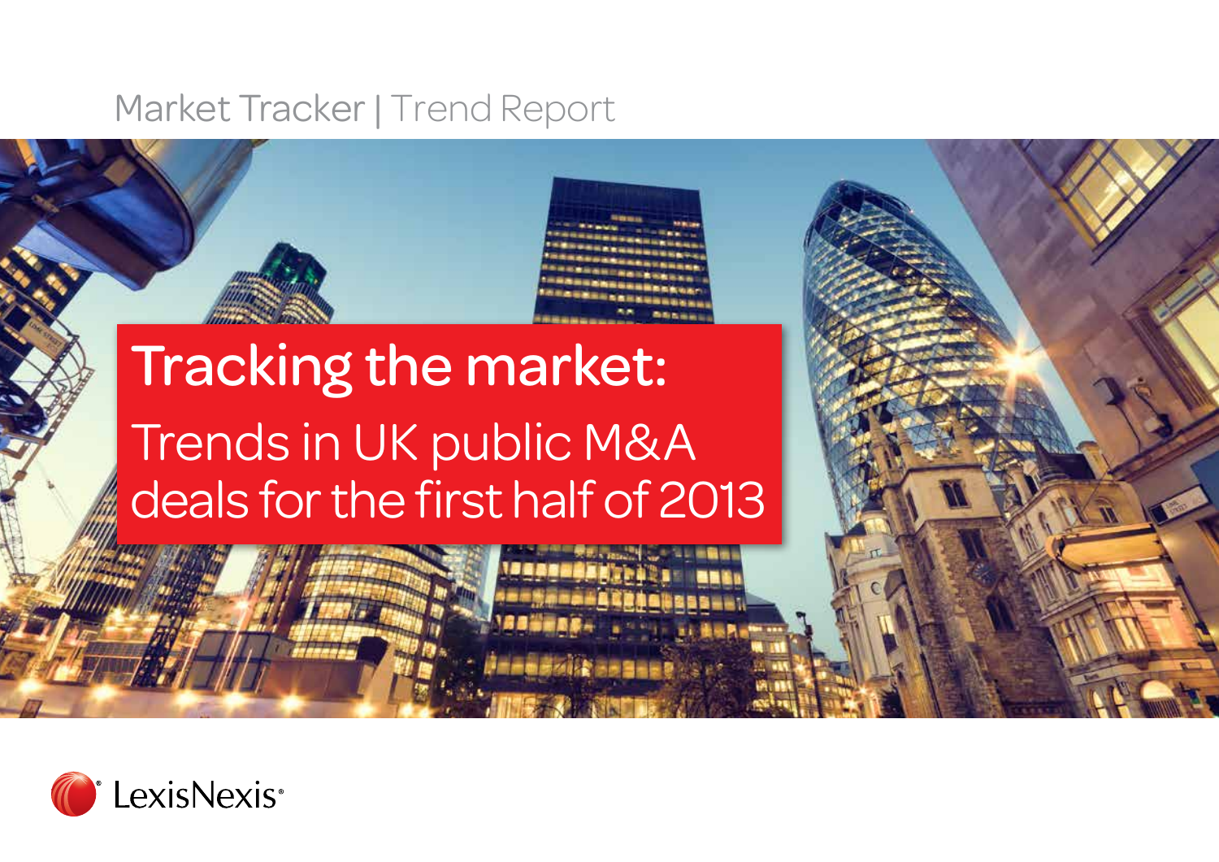Market Tracker | Trend Report

# Tracking the market:

## Trends in UK public M&A deals for the first half of 2013

LexisNexis®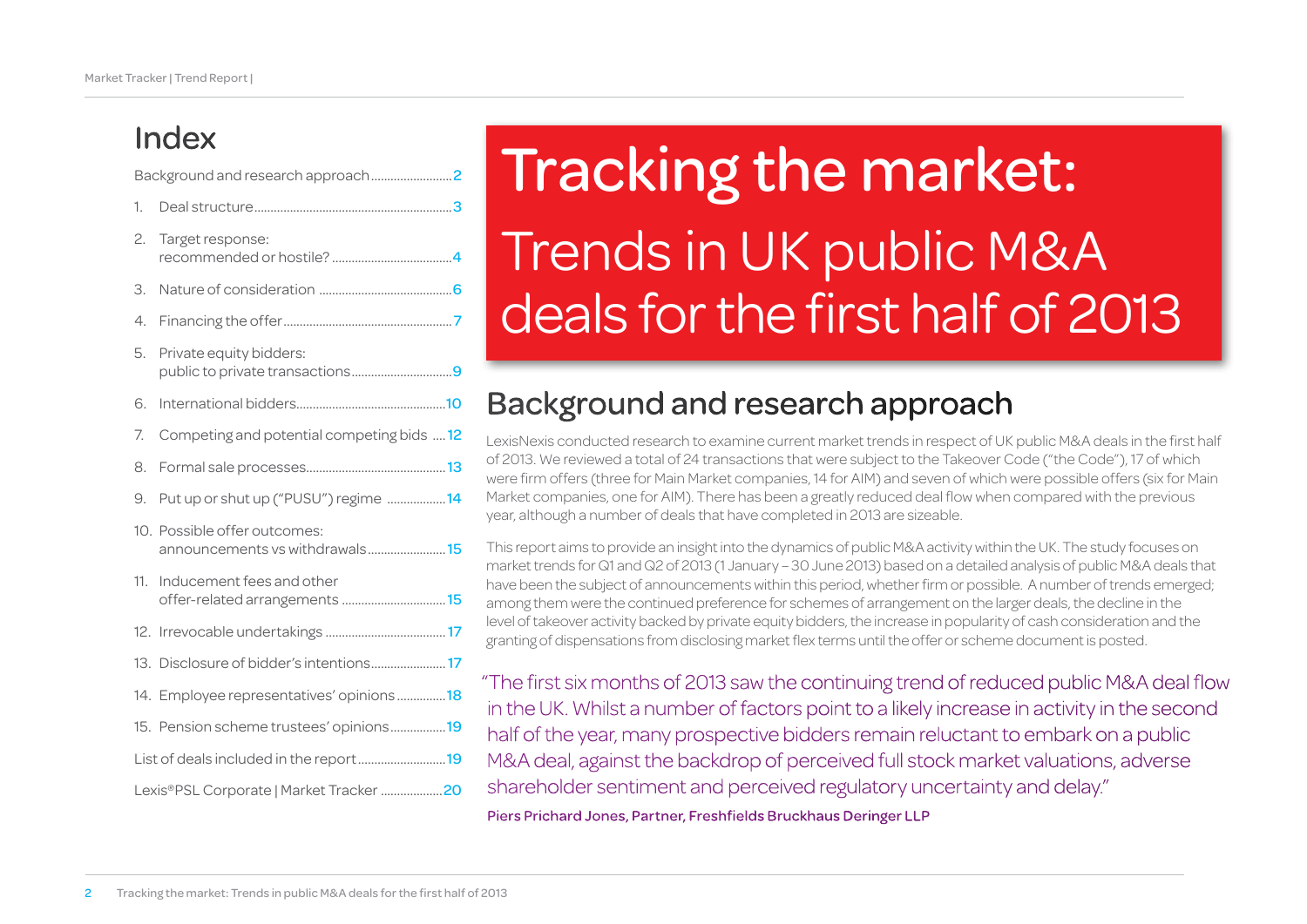# Tracking the market: Trends in UK public M&A deals for the first half of 2013

## Index

- Background and research approach ........ 2
1. Deal structure ........ 3
2. Target response: recommended or hostile? ........ 4
3. Nature of consideration ........ 6
4. Financing the offer ........ 7
5. Private equity bidders: public to private transactions ........ 9
6. International bidders ........ 10
7. Competing and potential competing bids ........ 12
8. Formal sale processes ........ 13
9. Put up or shut up ("PUSU") regime ........ 14
10. Possible offer outcomes: announcements vs withdrawals ........ 15
11. Inducement fees and other offer-related arrangements ........ 15
12. Irrevocable undertakings ........ 17
13. Disclosure of bidder's intentions ........ 17
14. Employee representatives' opinions ........ 18
15. Pension scheme trustees' opinions ........ 19

- List of deals included in the report ........ 19
- Lexis®PSL Corporate | Market Tracker ........ 20

## Background and research approach

LexisNexis conducted research to examine current market trends in respect of UK public M&A deals in the first half of 2013. We reviewed a total of 24 transactions that were subject to the Takeover Code ("the Code"), 17 of which were firm offers (three for Main Market companies, 14 for AIM) and seven of which were possible offers (six for Main Market companies, one for AIM). There has been a greatly reduced deal flow when compared with the previous year, although a number of deals that have completed in 2013 are sizeable.

This report aims to provide an insight into the dynamics of public M&A activity within the UK. The study focuses on market trends for Q1 and Q2 of 2013 (1 January – 30 June 2013) based on a detailed analysis of public M&A deals that have been the subject of announcements within this period, whether firm or possible. A number of trends emerged; among them were the continued preference for schemes of arrangement on the larger deals, the decline in the level of takeover activity backed by private equity bidders, the increase in popularity of cash consideration and the granting of dispensations from disclosing market flex terms until the offer or scheme document is posted.

> "The first six months of 2013 saw the continuing trend of reduced public M&A deal flow in the UK. Whilst a number of factors point to a likely increase in activity in the second half of the year, many prospective bidders remain reluctant to embark on a public M&A deal, against the backdrop of perceived full stock market valuations, adverse shareholder sentiment and perceived regulatory uncertainty and delay."
>
> **Piers Prichard Jones, Partner, Freshfields Bruckhaus Deringer LLP**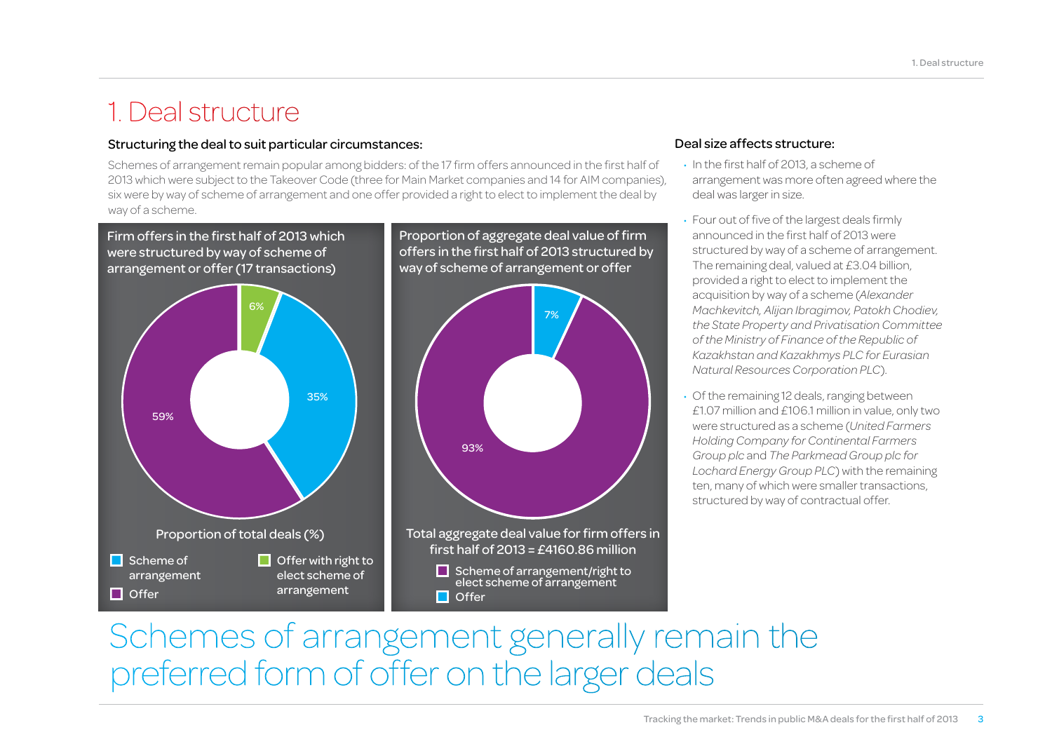# 1. Deal structure

### Structuring the deal to suit particular circumstances:

Schemes of arrangement remain popular among bidders: of the 17 firm offers announced in the first half of 2013 which were subject to the Takeover Code (three for Main Market companies and 14 for AIM companies), six were by way of scheme of arrangement and one offer provided a right to elect to implement the deal by way of a scheme.

**Firm offers in the first half of 2013 which were structured by way of scheme of arrangement or offer (17 transactions)**

Proportion of total deals (%)

| Structure | % |
|---|---|
| Scheme of arrangement | 35% |
| Offer with right to elect scheme of arrangement | 6% |
| Offer | 59% |

**Proportion of aggregate deal value of firm offers in the first half of 2013 structured by way of scheme of arrangement or offer**

Total aggregate deal value for firm offers in first half of 2013 = £4160.86 million

| Structure | % |
|---|---|
| Scheme of arrangement/right to elect scheme of arrangement | 93% |
| Offer | 7% |

### Deal size affects structure:

- In the first half of 2013, a scheme of arrangement was more often agreed where the deal was larger in size.
- Four out of five of the largest deals firmly announced in the first half of 2013 were structured by way of a scheme of arrangement. The remaining deal, valued at £3.04 billion, provided a right to elect to implement the acquisition by way of a scheme (*Alexander Machkevitch, Alijan Ibragimov, Patokh Chodiev, the State Property and Privatisation Committee of the Ministry of Finance of the Republic of Kazakhstan and Kazakhmys PLC for Eurasian Natural Resources Corporation PLC*).
- Of the remaining 12 deals, ranging between £1.07 million and £106.1 million in value, only two were structured as a scheme (*United Farmers Holding Company for Continental Farmers Group plc* and *The Parkmead Group plc for Lochard Energy Group PLC*) with the remaining ten, many of which were smaller transactions, structured by way of contractual offer.

## Schemes of arrangement generally remain the preferred form of offer on the larger deals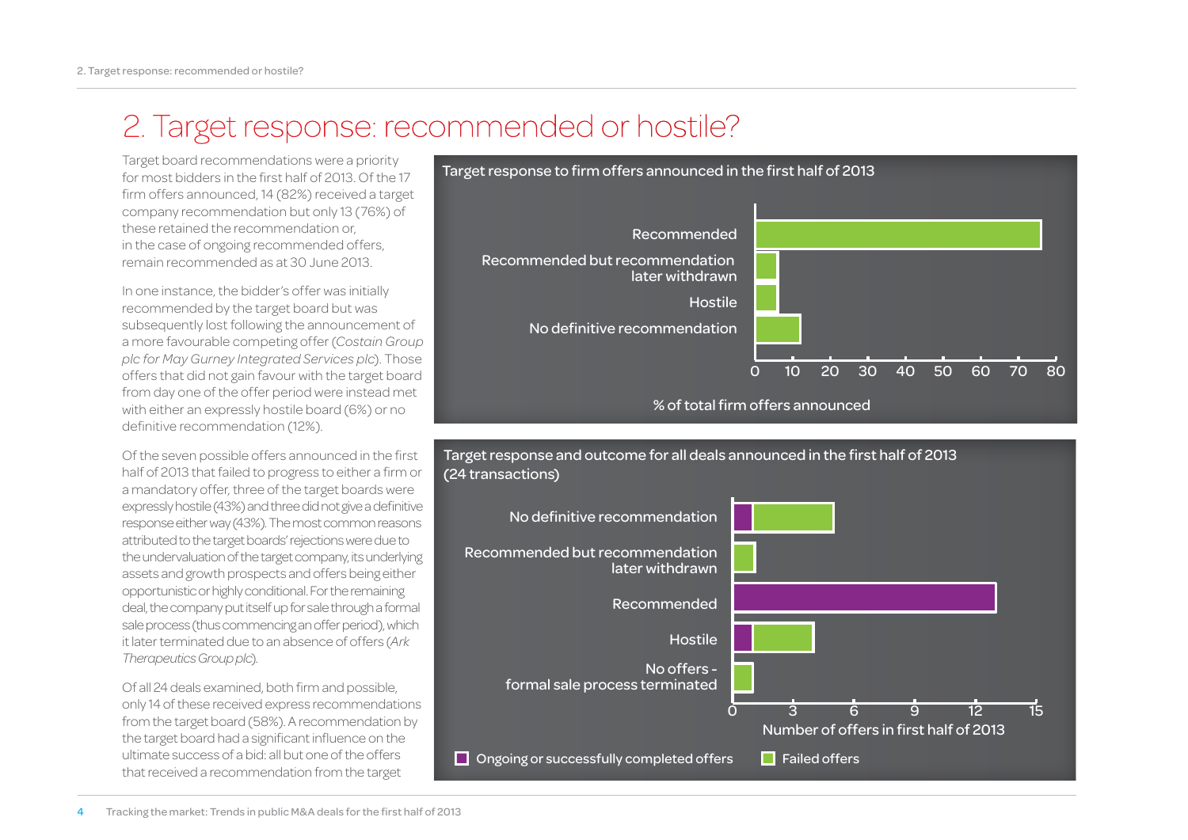# 2. Target response: recommended or hostile?

Target board recommendations were a priority for most bidders in the first half of 2013. Of the 17 firm offers announced, 14 (82%) received a target company recommendation but only 13 (76%) of these retained the recommendation or, in the case of ongoing recommended offers, remain recommended as at 30 June 2013.

In one instance, the bidder's offer was initially recommended by the target board but was subsequently lost following the announcement of a more favourable competing offer (*Costain Group plc for May Gurney Integrated Services plc*). Those offers that did not gain favour with the target board from day one of the offer period were instead met with either an expressly hostile board (6%) or no definitive recommendation (12%).

Of the seven possible offers announced in the first half of 2013 that failed to progress to either a firm or a mandatory offer, three of the target boards were expressly hostile (43%) and three did not give a definitive response either way (43%). The most common reasons attributed to the target boards' rejections were due to the undervaluation of the target company, its underlying assets and growth prospects and offers being either opportunistic or highly conditional. For the remaining deal, the company put itself up for sale through a formal sale process (thus commencing an offer period), which it later terminated due to an absence of offers (*Ark Therapeutics Group plc*).

Of all 24 deals examined, both firm and possible, only 14 of these received express recommendations from the target board (58%). A recommendation by the target board had a significant influence on the ultimate success of a bid: all but one of the offers that received a recommendation from the target

**Target response to firm offers announced in the first half of 2013**

| Target response | % of total firm offers announced |
|---|---|
| Recommended | 76 |
| Recommended but recommendation later withdrawn | 6 |
| Hostile | 6 |
| No definitive recommendation | 12 |

**Target response and outcome for all deals announced in the first half of 2013 (24 transactions)**

| Target response | Ongoing or successfully completed offers | Failed offers |
|---|---|---|
| No definitive recommendation | 1 | 4 |
| Recommended but recommendation later withdrawn | 0 | 1 |
| Recommended | 13 | 0 |
| Hostile | 1 | 3 |
| No offers - formal sale process terminated | 0 | 1 |

Number of offers in first half of 2013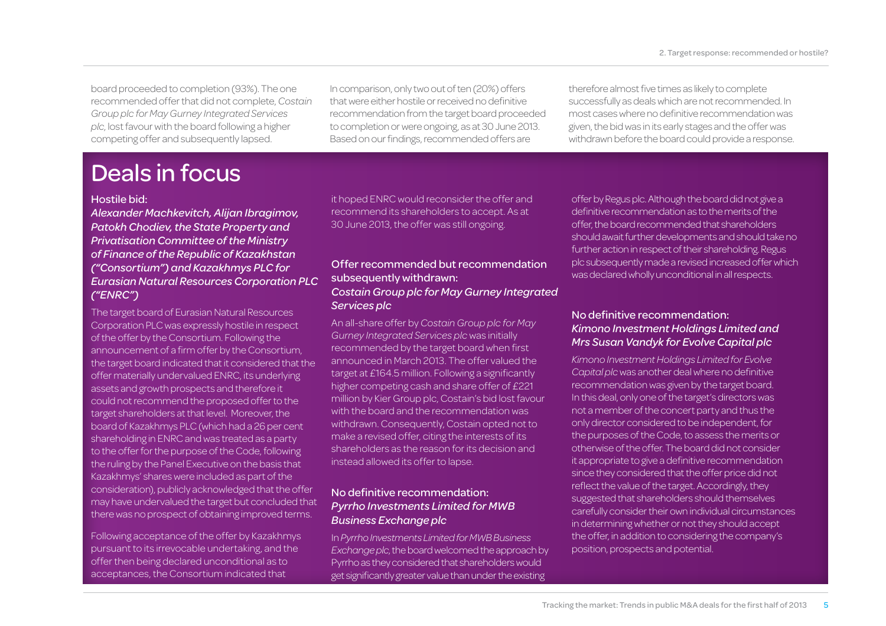board proceeded to completion (93%). The one recommended offer that did not complete, *Costain Group plc for May Gurney Integrated Services plc*, lost favour with the board following a higher competing offer and subsequently lapsed.

In comparison, only two out of ten (20%) offers that were either hostile or received no definitive recommendation from the target board proceeded to completion or were ongoing, as at 30 June 2013. Based on our findings, recommended offers are therefore almost five times as likely to complete successfully as deals which are not recommended. In most cases where no definitive recommendation was given, the bid was in its early stages and the offer was withdrawn before the board could provide a response.

# Deals in focus

### Hostile bid: *Alexander Machkevitch, Alijan Ibragimov, Patokh Chodiev, the State Property and Privatisation Committee of the Ministry of Finance of the Republic of Kazakhstan ("Consortium") and Kazakhmys PLC for Eurasian Natural Resources Corporation PLC ("ENRC")*

The target board of Eurasian Natural Resources Corporation PLC was expressly hostile in respect of the offer by the Consortium. Following the announcement of a firm offer by the Consortium, the target board indicated that it considered that the offer materially undervalued ENRC, its underlying assets and growth prospects and therefore it could not recommend the proposed offer to the target shareholders at that level. Moreover, the board of Kazakhmys PLC (which had a 26 per cent shareholding in ENRC and was treated as a party to the offer for the purpose of the Code, following the ruling by the Panel Executive on the basis that Kazakhmys' shares were included as part of the consideration), publicly acknowledged that the offer may have undervalued the target but concluded that there was no prospect of obtaining improved terms.

Following acceptance of the offer by Kazakhmys pursuant to its irrevocable undertaking, and the offer then being declared unconditional as to acceptances, the Consortium indicated that it hoped ENRC would reconsider the offer and recommend its shareholders to accept. As at 30 June 2013, the offer was still ongoing.

### Offer recommended but recommendation subsequently withdrawn: *Costain Group plc for May Gurney Integrated Services plc*

An all-share offer by *Costain Group plc for May Gurney Integrated Services plc* was initially recommended by the target board when first announced in March 2013. The offer valued the target at £164.5 million. Following a significantly higher competing cash and share offer of £221 million by Kier Group plc, Costain's bid lost favour with the board and the recommendation was withdrawn. Consequently, Costain opted not to make a revised offer, citing the interests of its shareholders as the reason for its decision and instead allowed its offer to lapse.

### No definitive recommendation: *Pyrrho Investments Limited for MWB Business Exchange plc*

In *Pyrrho Investments Limited for MWB Business Exchange plc*, the board welcomed the approach by Pyrrho as they considered that shareholders would get significantly greater value than under the existing offer by Regus plc. Although the board did not give a definitive recommendation as to the merits of the offer, the board recommended that shareholders should await further developments and should take no further action in respect of their shareholding. Regus plc subsequently made a revised increased offer which was declared wholly unconditional in all respects.

### No definitive recommendation: *Kimono Investment Holdings Limited and Mrs Susan Vandyk for Evolve Capital plc*

*Kimono Investment Holdings Limited for Evolve Capital plc* was another deal where no definitive recommendation was given by the target board. In this deal, only one of the target's directors was not a member of the concert party and thus the only director considered to be independent, for the purposes of the Code, to assess the merits or otherwise of the offer. The board did not consider it appropriate to give a definitive recommendation since they considered that the offer price did not reflect the value of the target. Accordingly, they suggested that shareholders should themselves carefully consider their own individual circumstances in determining whether or not they should accept the offer, in addition to considering the company's position, prospects and potential.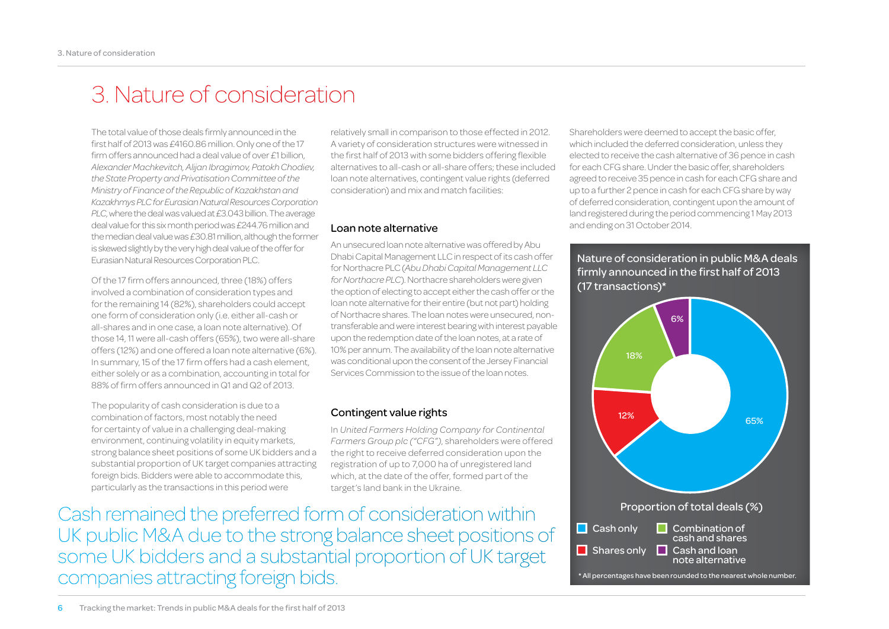# 3. Nature of consideration

The total value of those deals firmly announced in the first half of 2013 was £4160.86 million. Only one of the 17 firm offers announced had a deal value of over £1 billion, *Alexander Machkevitch, Alijan Ibragimov, Patokh Chodiev, the State Property and Privatisation Committee of the Ministry of Finance of the Republic of Kazakhstan and Kazakhmys PLC for Eurasian Natural Resources Corporation PLC*, where the deal was valued at £3.043 billion. The average deal value for this six month period was £244.76 million and the median deal value was £30.81 million, although the former is skewed slightly by the very high deal value of the offer for Eurasian Natural Resources Corporation PLC.

Of the 17 firm offers announced, three (18%) offers involved a combination of consideration types and for the remaining 14 (82%), shareholders could accept one form of consideration only (i.e. either all-cash or all-shares and in one case, a loan note alternative). Of those 14, 11 were all-cash offers (65%), two were all-share offers (12%) and one offered a loan note alternative (6%). In summary, 15 of the 17 firm offers had a cash element, either solely or as a combination, accounting in total for 88% of firm offers announced in Q1 and Q2 of 2013.

The popularity of cash consideration is due to a combination of factors, most notably the need for certainty of value in a challenging deal-making environment, continuing volatility in equity markets, strong balance sheet positions of some UK bidders and a substantial proportion of UK target companies attracting foreign bids. Bidders were able to accommodate this, particularly as the transactions in this period were relatively small in comparison to those effected in 2012. A variety of consideration structures were witnessed in the first half of 2013 with some bidders offering flexible alternatives to all-cash or all-share offers; these included loan note alternatives, contingent value rights (deferred consideration) and mix and match facilities:

## Loan note alternative

An unsecured loan note alternative was offered by Abu Dhabi Capital Management LLC in respect of its cash offer for Northacre PLC (*Abu Dhabi Capital Management LLC for Northacre PLC*). Northacre shareholders were given the option of electing to accept either the cash offer or the loan note alternative for their entire (but not part) holding of Northacre shares. The loan notes were unsecured, non-transferable and were interest bearing with interest payable upon the redemption date of the loan notes, at a rate of 10% per annum. The availability of the loan note alternative was conditional upon the consent of the Jersey Financial Services Commission to the issue of the loan notes.

## Contingent value rights

In *United Farmers Holding Company for Continental Farmers Group plc ("CFG")*, shareholders were offered the right to receive deferred consideration upon the registration of up to 7,000 ha of unregistered land which, at the date of the offer, formed part of the target's land bank in the Ukraine.

Shareholders were deemed to accept the basic offer, which included the deferred consideration, unless they elected to receive the cash alternative of 36 pence in cash for each CFG share. Under the basic offer, shareholders agreed to receive 35 pence in cash for each CFG share and up to a further 2 pence in cash for each CFG share by way of deferred consideration, contingent upon the amount of land registered during the period commencing 1 May 2013 and ending on 31 October 2014.

Cash remained the preferred form of consideration within UK public M&A due to the strong balance sheet positions of some UK bidders and a substantial proportion of UK target companies attracting foreign bids.

**Nature of consideration in public M&A deals firmly announced in the first half of 2013 (17 transactions)***

Proportion of total deals (%)

| Consideration | % |
|---|---|
| Cash only | 65% |
| Shares only | 12% |
| Combination of cash and shares | 18% |
| Cash and loan note alternative | 6% |

* All percentages have been rounded to the nearest whole number.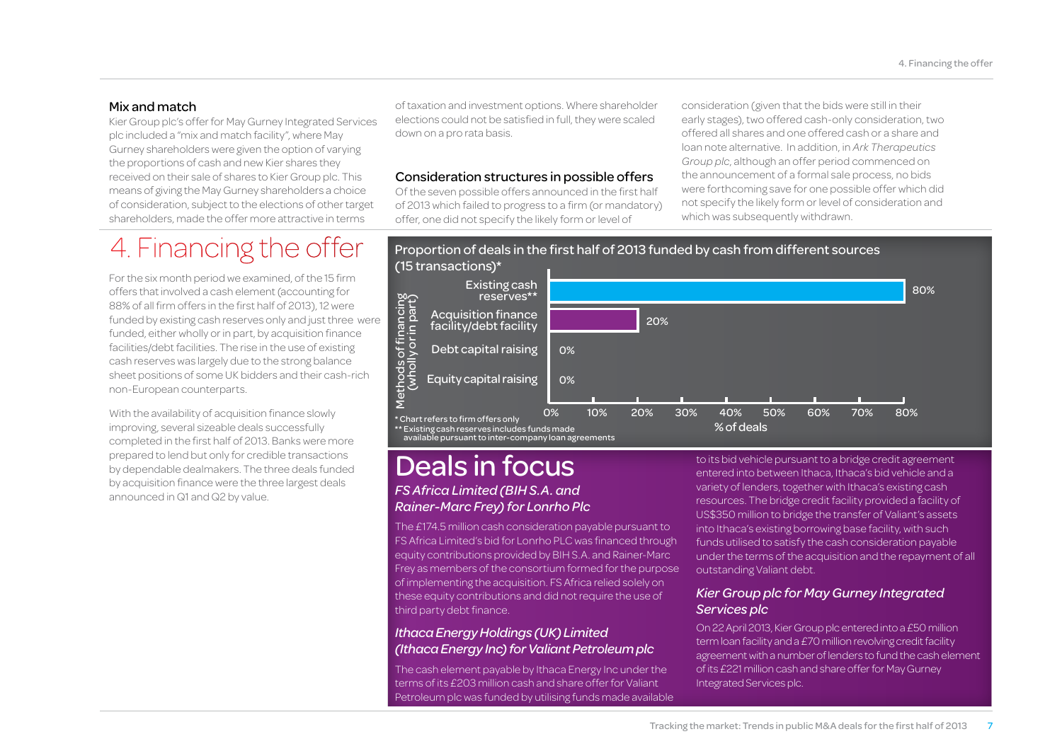### Mix and match

Kier Group plc's offer for May Gurney Integrated Services plc included a "mix and match facility", where May Gurney shareholders were given the option of varying the proportions of cash and new Kier shares they received on their sale of shares to Kier Group plc. This means of giving the May Gurney shareholders a choice of consideration, subject to the elections of other target shareholders, made the offer more attractive in terms of taxation and investment options. Where shareholder elections could not be satisfied in full, they were scaled down on a pro rata basis.

### Consideration structures in possible offers

Of the seven possible offers announced in the first half of 2013 which failed to progress to a firm (or mandatory) offer, one did not specify the likely form or level of consideration (given that the bids were still in their early stages), two offered cash-only consideration, two offered all shares and one offered cash or a share and loan note alternative. In addition, in *Ark Therapeutics Group plc*, although an offer period commenced on the announcement of a formal sale process, no bids were forthcoming save for one possible offer which did not specify the likely form or level of consideration and which was subsequently withdrawn.

# 4. Financing the offer

For the six month period we examined, of the 15 firm offers that involved a cash element (accounting for 88% of all firm offers in the first half of 2013), 12 were funded by existing cash reserves only and just three were funded, either wholly or in part, by acquisition finance facilities/debt facilities. The rise in the use of existing cash reserves was largely due to the strong balance sheet positions of some UK bidders and their cash-rich non-European counterparts.

With the availability of acquisition finance slowly improving, several sizeable deals successfully completed in the first half of 2013. Banks were more prepared to lend but only for credible transactions by dependable dealmakers. The three deals funded by acquisition finance were the three largest deals announced in Q1 and Q2 by value.

**Proportion of deals in the first half of 2013 funded by cash from different sources (15 transactions)***

| Methods of financing (wholly or in part) | % of deals |
|---|---|
| Existing cash reserves** | 80% |
| Acquisition finance facility/debt facility | 20% |
| Debt capital raising | 0% |
| Equity capital raising | 0% |

\* Chart refers to firm offers only
\** Existing cash reserves includes funds made available pursuant to inter-company loan agreements

## Deals in focus

### *FS Africa Limited (BIH S.A. and Rainer-Marc Frey) for Lonrho Plc*

The £174.5 million cash consideration payable pursuant to FS Africa Limited's bid for Lonrho PLC was financed through equity contributions provided by BIH S.A. and Rainer-Marc Frey as members of the consortium formed for the purpose of implementing the acquisition. FS Africa relied solely on these equity contributions and did not require the use of third party debt finance.

### *Ithaca Energy Holdings (UK) Limited (Ithaca Energy Inc) for Valiant Petroleum plc*

The cash element payable by Ithaca Energy Inc under the terms of its £203 million cash and share offer for Valiant Petroleum plc was funded by utilising funds made available to its bid vehicle pursuant to a bridge credit agreement entered into between Ithaca, Ithaca's bid vehicle and a variety of lenders, together with Ithaca's existing cash resources. The bridge credit facility provided a facility of US$350 million to bridge the transfer of Valiant's assets into Ithaca's existing borrowing base facility, with such funds utilised to satisfy the cash consideration payable under the terms of the acquisition and the repayment of all outstanding Valiant debt.

### *Kier Group plc for May Gurney Integrated Services plc*

On 22 April 2013, Kier Group plc entered into a £50 million term loan facility and a £70 million revolving credit facility agreement with a number of lenders to fund the cash element of its £221 million cash and share offer for May Gurney Integrated Services plc.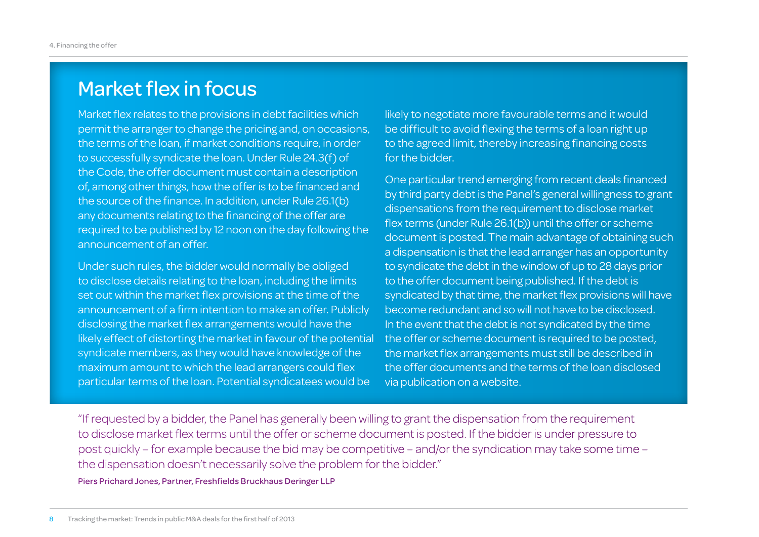## Market flex in focus

Market flex relates to the provisions in debt facilities which permit the arranger to change the pricing and, on occasions, the terms of the loan, if market conditions require, in order to successfully syndicate the loan. Under Rule 24.3(f) of the Code, the offer document must contain a description of, among other things, how the offer is to be financed and the source of the finance. In addition, under Rule 26.1(b) any documents relating to the financing of the offer are required to be published by 12 noon on the day following the announcement of an offer.

Under such rules, the bidder would normally be obliged to disclose details relating to the loan, including the limits set out within the market flex provisions at the time of the announcement of a firm intention to make an offer. Publicly disclosing the market flex arrangements would have the likely effect of distorting the market in favour of the potential syndicate members, as they would have knowledge of the maximum amount to which the lead arrangers could flex particular terms of the loan. Potential syndicatees would be likely to negotiate more favourable terms and it would be difficult to avoid flexing the terms of a loan right up to the agreed limit, thereby increasing financing costs for the bidder.

One particular trend emerging from recent deals financed by third party debt is the Panel's general willingness to grant dispensations from the requirement to disclose market flex terms (under Rule 26.1(b)) until the offer or scheme document is posted. The main advantage of obtaining such a dispensation is that the lead arranger has an opportunity to syndicate the debt in the window of up to 28 days prior to the offer document being published. If the debt is syndicated by that time, the market flex provisions will have become redundant and so will not have to be disclosed. In the event that the debt is not syndicated by the time the offer or scheme document is required to be posted, the market flex arrangements must still be described in the offer documents and the terms of the loan disclosed via publication on a website.

"If requested by a bidder, the Panel has generally been willing to grant the dispensation from the requirement to disclose market flex terms until the offer or scheme document is posted. If the bidder is under pressure to post quickly – for example because the bid may be competitive – and/or the syndication may take some time – the dispensation doesn't necessarily solve the problem for the bidder."

**Piers Prichard Jones, Partner, Freshfields Bruckhaus Deringer LLP**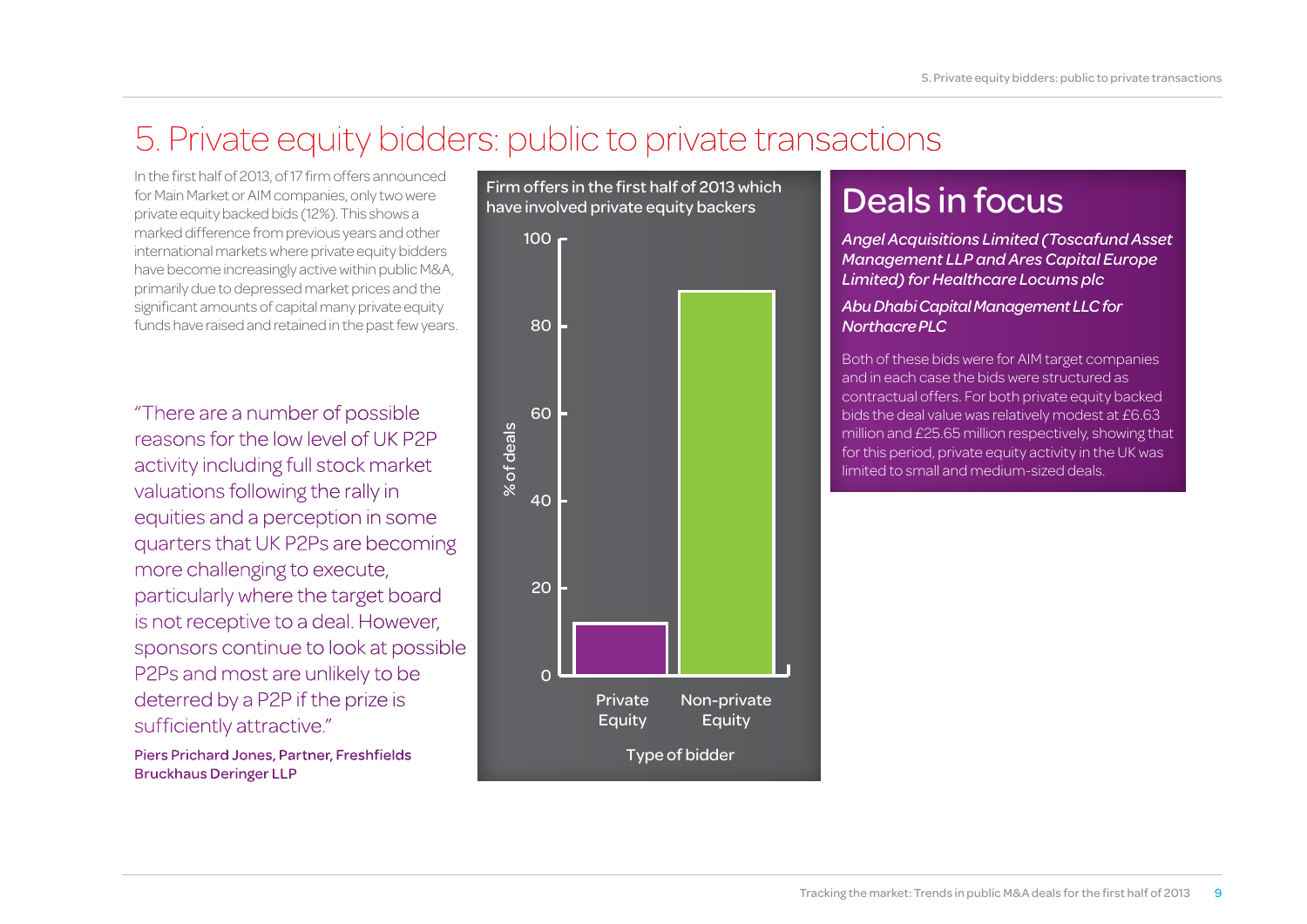# 5. Private equity bidders: public to private transactions

In the first half of 2013, of 17 firm offers announced for Main Market or AIM companies, only two were private equity backed bids (12%). This shows a marked difference from previous years and other international markets where private equity bidders have become increasingly active within public M&A, primarily due to depressed market prices and the significant amounts of capital many private equity funds have raised and retained in the past few years.

"There are a number of possible reasons for the low level of UK P2P activity including full stock market valuations following the rally in equities and a perception in some quarters that UK P2Ps are becoming more challenging to execute, particularly where the target board is not receptive to a deal. However, sponsors continue to look at possible P2Ps and most are unlikely to be deterred by a P2P if the prize is sufficiently attractive."

**Piers Prichard Jones, Partner, Freshfields Bruckhaus Deringer LLP**

Firm offers in the first half of 2013 which have involved private equity backers

| Type of bidder | % of deals |
|---|---|
| Private Equity | 12 |
| Non-private Equity | 88 |

## Deals in focus

*Angel Acquisitions Limited (Toscafund Asset Management LLP and Ares Capital Europe Limited) for Healthcare Locums plc*

*Abu Dhabi Capital Management LLC for Northacre PLC*

Both of these bids were for AIM target companies and in each case the bids were structured as contractual offers. For both private equity backed bids the deal value was relatively modest at £6.63 million and £25.65 million respectively, showing that for this period, private equity activity in the UK was limited to small and medium-sized deals.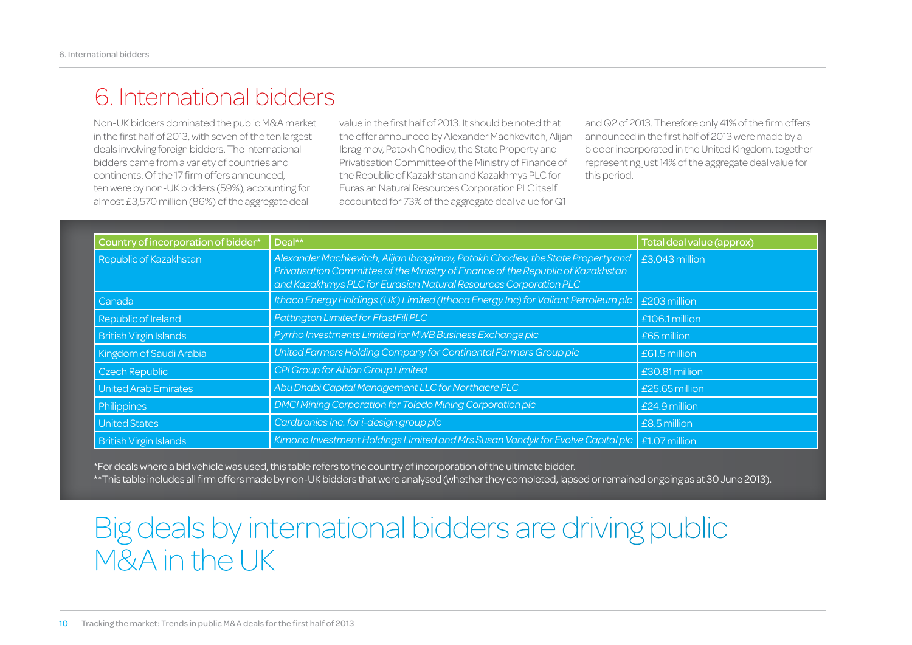# 6. International bidders

Non-UK bidders dominated the public M&A market in the first half of 2013, with seven of the ten largest deals involving foreign bidders. The international bidders came from a variety of countries and continents. Of the 17 firm offers announced, ten were by non-UK bidders (59%), accounting for almost £3,570 million (86%) of the aggregate deal value in the first half of 2013. It should be noted that the offer announced by Alexander Machkevitch, Alijan Ibragimov, Patokh Chodiev, the State Property and Privatisation Committee of the Ministry of Finance of the Republic of Kazakhstan and Kazakhmys PLC for Eurasian Natural Resources Corporation PLC itself accounted for 73% of the aggregate deal value for Q1 and Q2 of 2013. Therefore only 41% of the firm offers announced in the first half of 2013 were made by a bidder incorporated in the United Kingdom, together representing just 14% of the aggregate deal value for this period.

| Country of incorporation of bidder* | Deal** | Total deal value (approx) |
|---|---|---|
| Republic of Kazakhstan | *Alexander Machkevitch, Alijan Ibragimov, Patokh Chodiev, the State Property and Privatisation Committee of the Ministry of Finance of the Republic of Kazakhstan and Kazakhmys PLC for Eurasian Natural Resources Corporation PLC* | £3,043 million |
| Canada | *Ithaca Energy Holdings (UK) Limited (Ithaca Energy Inc) for Valiant Petroleum plc* | £203 million |
| Republic of Ireland | *Pattington Limited for FfastFill PLC* | £106.1 million |
| British Virgin Islands | *Pyrrho Investments Limited for MWB Business Exchange plc* | £65 million |
| Kingdom of Saudi Arabia | *United Farmers Holding Company for Continental Farmers Group plc* | £61.5 million |
| Czech Republic | *CPI Group for Ablon Group Limited* | £30.81 million |
| United Arab Emirates | *Abu Dhabi Capital Management LLC for Northacre PLC* | £25.65 million |
| Philippines | *DMCI Mining Corporation for Toledo Mining Corporation plc* | £24.9 million |
| United States | *Cardtronics Inc. for i-design group plc* | £8.5 million |
| British Virgin Islands | *Kimono Investment Holdings Limited and Mrs Susan Vandyk for Evolve Capital plc* | £1.07 million |

*For deals where a bid vehicle was used, this table refers to the country of incorporation of the ultimate bidder.
**This table includes all firm offers made by non-UK bidders that were analysed (whether they completed, lapsed or remained ongoing as at 30 June 2013).

## Big deals by international bidders are driving public M&A in the UK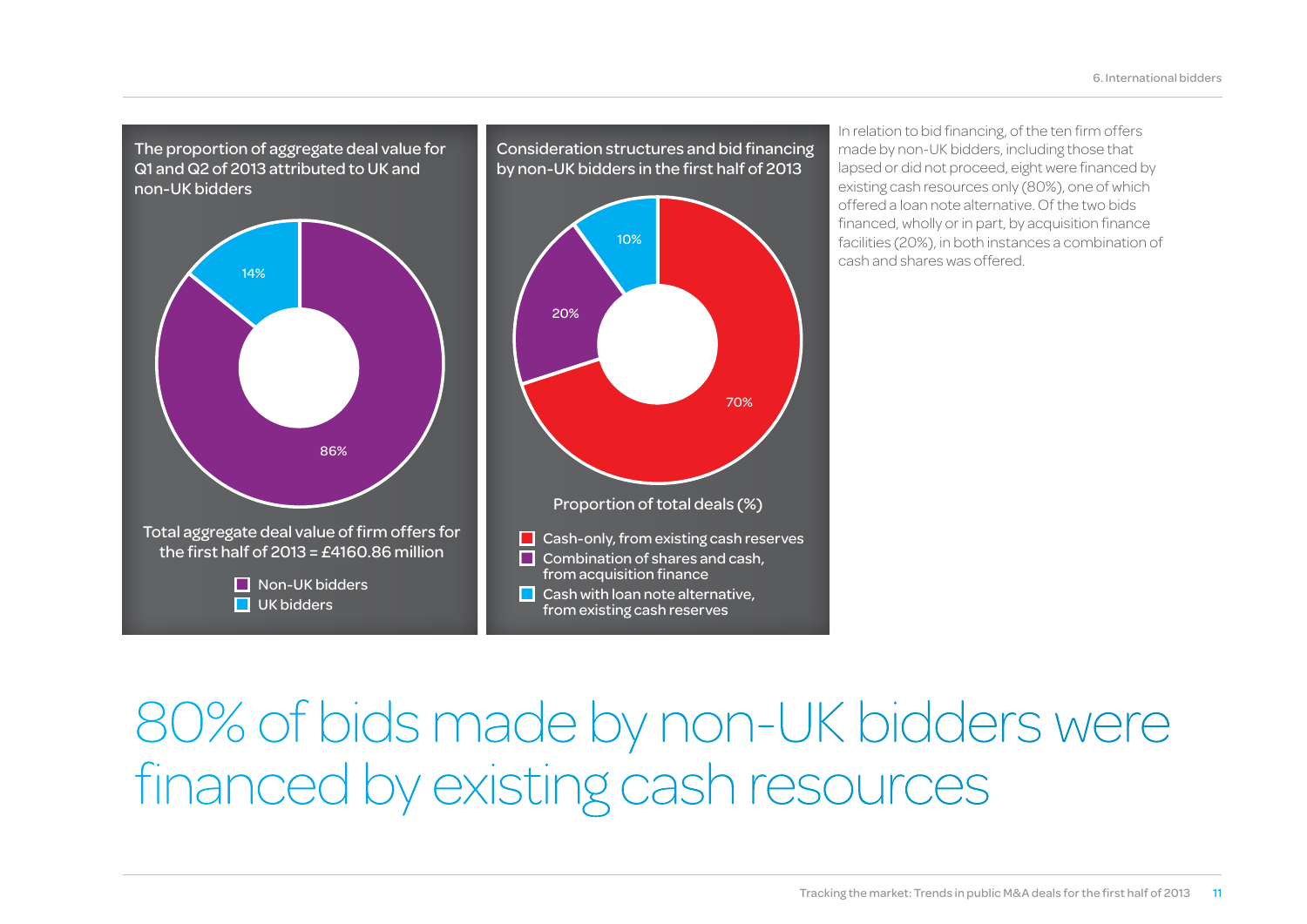### The proportion of aggregate deal value for Q1 and Q2 of 2013 attributed to UK and non-UK bidders

| Bidder | Proportion |
|---|---|
| Non-UK bidders | 86% |
| UK bidders | 14% |

Total aggregate deal value of firm offers for the first half of 2013 = £4160.86 million

### Consideration structures and bid financing by non-UK bidders in the first half of 2013

Proportion of total deals (%)

| Structure | Proportion |
|---|---|
| Cash-only, from existing cash reserves | 70% |
| Combination of shares and cash, from acquisition finance | 20% |
| Cash with loan note alternative, from existing cash reserves | 10% |

In relation to bid financing, of the ten firm offers made by non-UK bidders, including those that lapsed or did not proceed, eight were financed by existing cash resources only (80%), one of which offered a loan note alternative. Of the two bids financed, wholly or in part, by acquisition finance facilities (20%), in both instances a combination of cash and shares was offered.

# 80% of bids made by non-UK bidders were financed by existing cash resources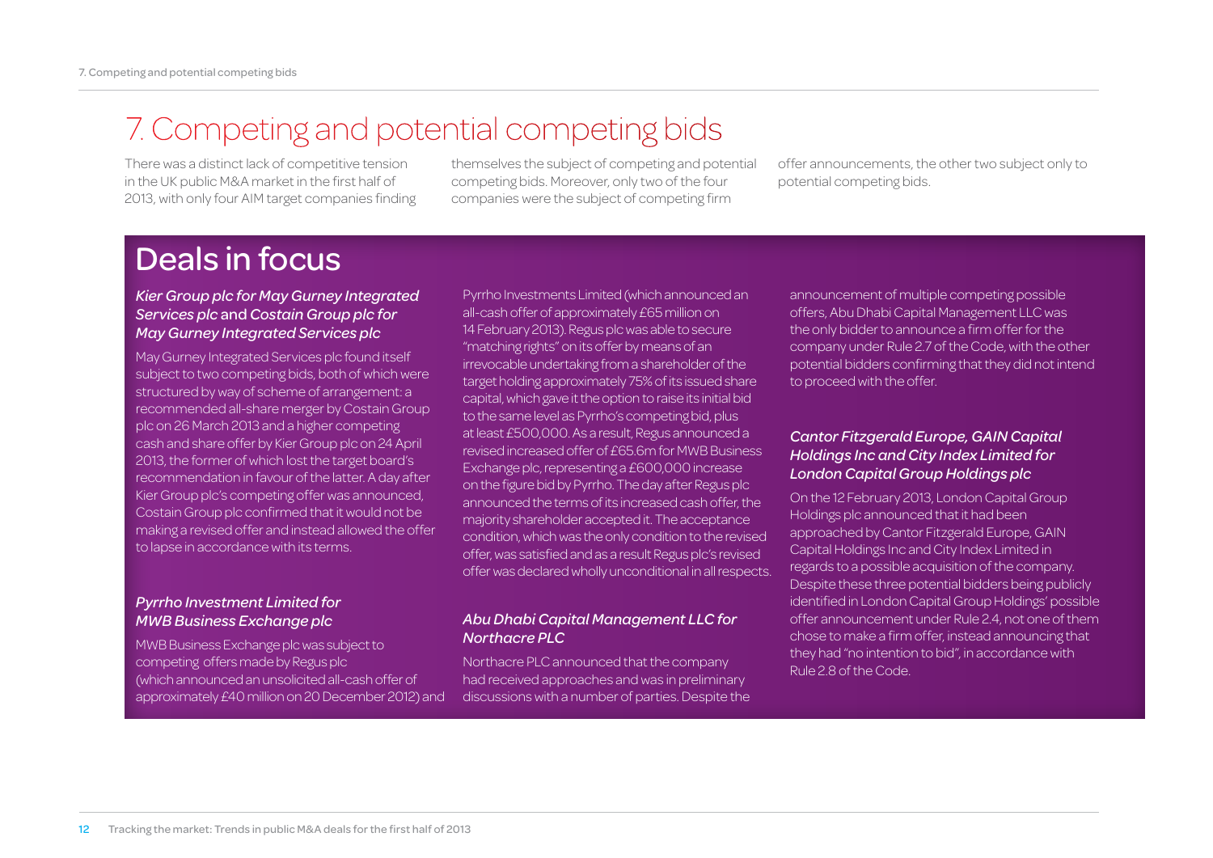# 7. Competing and potential competing bids

There was a distinct lack of competitive tension in the UK public M&A market in the first half of 2013, with only four AIM target companies finding themselves the subject of competing and potential competing bids. Moreover, only two of the four companies were the subject of competing firm offer announcements, the other two subject only to potential competing bids.

## Deals in focus

### *Kier Group plc for May Gurney Integrated Services plc* and *Costain Group plc for May Gurney Integrated Services plc*

May Gurney Integrated Services plc found itself subject to two competing bids, both of which were structured by way of scheme of arrangement: a recommended all-share merger by Costain Group plc on 26 March 2013 and a higher competing cash and share offer by Kier Group plc on 24 April 2013, the former of which lost the target board's recommendation in favour of the latter. A day after Kier Group plc's competing offer was announced, Costain Group plc confirmed that it would not be making a revised offer and instead allowed the offer to lapse in accordance with its terms.

### *Pyrrho Investment Limited for MWB Business Exchange plc*

MWB Business Exchange plc was subject to competing offers made by Regus plc (which announced an unsolicited all-cash offer of approximately £40 million on 20 December 2012) and Pyrrho Investments Limited (which announced an all-cash offer of approximately £65 million on 14 February 2013). Regus plc was able to secure "matching rights" on its offer by means of an irrevocable undertaking from a shareholder of the target holding approximately 75% of its issued share capital, which gave it the option to raise its initial bid to the same level as Pyrrho's competing bid, plus at least £500,000. As a result, Regus announced a revised increased offer of £65.6m for MWB Business Exchange plc, representing a £600,000 increase on the figure bid by Pyrrho. The day after Regus plc announced the terms of its increased cash offer, the majority shareholder accepted it. The acceptance condition, which was the only condition to the revised offer, was satisfied and as a result Regus plc's revised offer was declared wholly unconditional in all respects.

### *Abu Dhabi Capital Management LLC for Northacre PLC*

Northacre PLC announced that the company had received approaches and was in preliminary discussions with a number of parties. Despite the announcement of multiple competing possible offers, Abu Dhabi Capital Management LLC was the only bidder to announce a firm offer for the company under Rule 2.7 of the Code, with the other potential bidders confirming that they did not intend to proceed with the offer.

### *Cantor Fitzgerald Europe, GAIN Capital Holdings Inc and City Index Limited for London Capital Group Holdings plc*

On the 12 February 2013, London Capital Group Holdings plc announced that it had been approached by Cantor Fitzgerald Europe, GAIN Capital Holdings Inc and City Index Limited in regards to a possible acquisition of the company. Despite these three potential bidders being publicly identified in London Capital Group Holdings' possible offer announcement under Rule 2.4, not one of them chose to make a firm offer, instead announcing that they had "no intention to bid", in accordance with Rule 2.8 of the Code.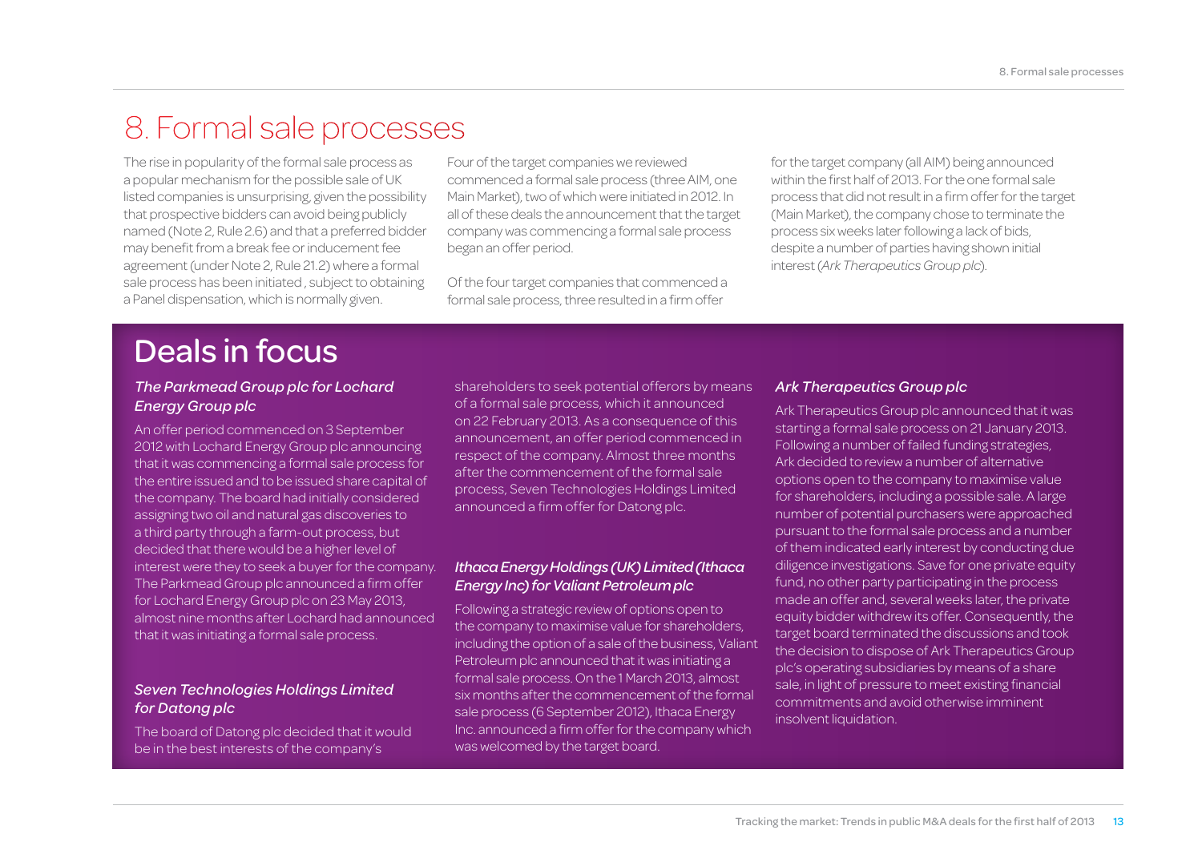# 8. Formal sale processes

The rise in popularity of the formal sale process as a popular mechanism for the possible sale of UK listed companies is unsurprising, given the possibility that prospective bidders can avoid being publicly named (Note 2, Rule 2.6) and that a preferred bidder may benefit from a break fee or inducement fee agreement (under Note 2, Rule 21.2) where a formal sale process has been initiated , subject to obtaining a Panel dispensation, which is normally given.

Four of the target companies we reviewed commenced a formal sale process (three AIM, one Main Market), two of which were initiated in 2012. In all of these deals the announcement that the target company was commencing a formal sale process began an offer period.

Of the four target companies that commenced a formal sale process, three resulted in a firm offer for the target company (all AIM) being announced within the first half of 2013. For the one formal sale process that did not result in a firm offer for the target (Main Market), the company chose to terminate the process six weeks later following a lack of bids, despite a number of parties having shown initial interest (*Ark Therapeutics Group plc*).

## Deals in focus

### *The Parkmead Group plc for Lochard Energy Group plc*

An offer period commenced on 3 September 2012 with Lochard Energy Group plc announcing that it was commencing a formal sale process for the entire issued and to be issued share capital of the company. The board had initially considered assigning two oil and natural gas discoveries to a third party through a farm-out process, but decided that there would be a higher level of interest were they to seek a buyer for the company. The Parkmead Group plc announced a firm offer for Lochard Energy Group plc on 23 May 2013, almost nine months after Lochard had announced that it was initiating a formal sale process.

### *Seven Technologies Holdings Limited for Datong plc*

The board of Datong plc decided that it would be in the best interests of the company's shareholders to seek potential offerors by means of a formal sale process, which it announced on 22 February 2013. As a consequence of this announcement, an offer period commenced in respect of the company. Almost three months after the commencement of the formal sale process, Seven Technologies Holdings Limited announced a firm offer for Datong plc.

### *Ithaca Energy Holdings (UK) Limited (Ithaca Energy Inc) for Valiant Petroleum plc*

Following a strategic review of options open to the company to maximise value for shareholders, including the option of a sale of the business, Valiant Petroleum plc announced that it was initiating a formal sale process. On the 1 March 2013, almost six months after the commencement of the formal sale process (6 September 2012), Ithaca Energy Inc. announced a firm offer for the company which was welcomed by the target board.

### *Ark Therapeutics Group plc*

Ark Therapeutics Group plc announced that it was starting a formal sale process on 21 January 2013. Following a number of failed funding strategies, Ark decided to review a number of alternative options open to the company to maximise value for shareholders, including a possible sale. A large number of potential purchasers were approached pursuant to the formal sale process and a number of them indicated early interest by conducting due diligence investigations. Save for one private equity fund, no other party participating in the process made an offer and, several weeks later, the private equity bidder withdrew its offer. Consequently, the target board terminated the discussions and took the decision to dispose of Ark Therapeutics Group plc's operating subsidiaries by means of a share sale, in light of pressure to meet existing financial commitments and avoid otherwise imminent insolvent liquidation.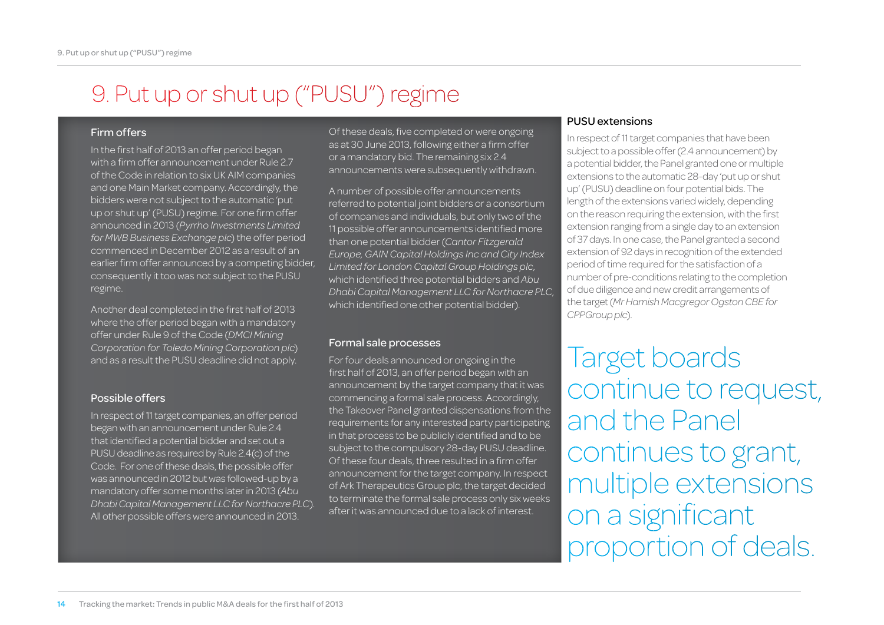# 9. Put up or shut up ("PUSU") regime

## Firm offers

In the first half of 2013 an offer period began with a firm offer announcement under Rule 2.7 of the Code in relation to six UK AIM companies and one Main Market company. Accordingly, the bidders were not subject to the automatic 'put up or shut up' (PUSU) regime. For one firm offer announced in 2013 (*Pyrrho Investments Limited for MWB Business Exchange plc*) the offer period commenced in December 2012 as a result of an earlier firm offer announced by a competing bidder, consequently it too was not subject to the PUSU regime.

Another deal completed in the first half of 2013 where the offer period began with a mandatory offer under Rule 9 of the Code (*DMCI Mining Corporation for Toledo Mining Corporation plc*) and as a result the PUSU deadline did not apply.

## Possible offers

In respect of 11 target companies, an offer period began with an announcement under Rule 2.4 that identified a potential bidder and set out a PUSU deadline as required by Rule 2.4(c) of the Code. For one of these deals, the possible offer was announced in 2012 but was followed-up by a mandatory offer some months later in 2013 (*Abu Dhabi Capital Management LLC for Northacre PLC*). All other possible offers were announced in 2013.

Of these deals, five completed or were ongoing as at 30 June 2013, following either a firm offer or a mandatory bid. The remaining six 2.4 announcements were subsequently withdrawn.

A number of possible offer announcements referred to potential joint bidders or a consortium of companies and individuals, but only two of the 11 possible offer announcements identified more than one potential bidder (*Cantor Fitzgerald Europe, GAIN Capital Holdings Inc and City Index Limited for London Capital Group Holdings plc*, which identified three potential bidders and *Abu Dhabi Capital Management LLC for Northacre PLC*, which identified one other potential bidder).

## Formal sale processes

For four deals announced or ongoing in the first half of 2013, an offer period began with an announcement by the target company that it was commencing a formal sale process. Accordingly, the Takeover Panel granted dispensations from the requirements for any interested party participating in that process to be publicly identified and to be subject to the compulsory 28-day PUSU deadline. Of these four deals, three resulted in a firm offer announcement for the target company. In respect of Ark Therapeutics Group plc, the target decided to terminate the formal sale process only six weeks after it was announced due to a lack of interest.

## PUSU extensions

In respect of 11 target companies that have been subject to a possible offer (2.4 announcement) by a potential bidder, the Panel granted one or multiple extensions to the automatic 28-day 'put up or shut up' (PUSU) deadline on four potential bids. The length of the extensions varied widely, depending on the reason requiring the extension, with the first extension ranging from a single day to an extension of 37 days. In one case, the Panel granted a second extension of 92 days in recognition of the extended period of time required for the satisfaction of a number of pre-conditions relating to the completion of due diligence and new credit arrangements of the target (*Mr Hamish Macgregor Ogston CBE for CPPGroup plc*).

Target boards continue to request, and the Panel continues to grant, multiple extensions on a significant proportion of deals.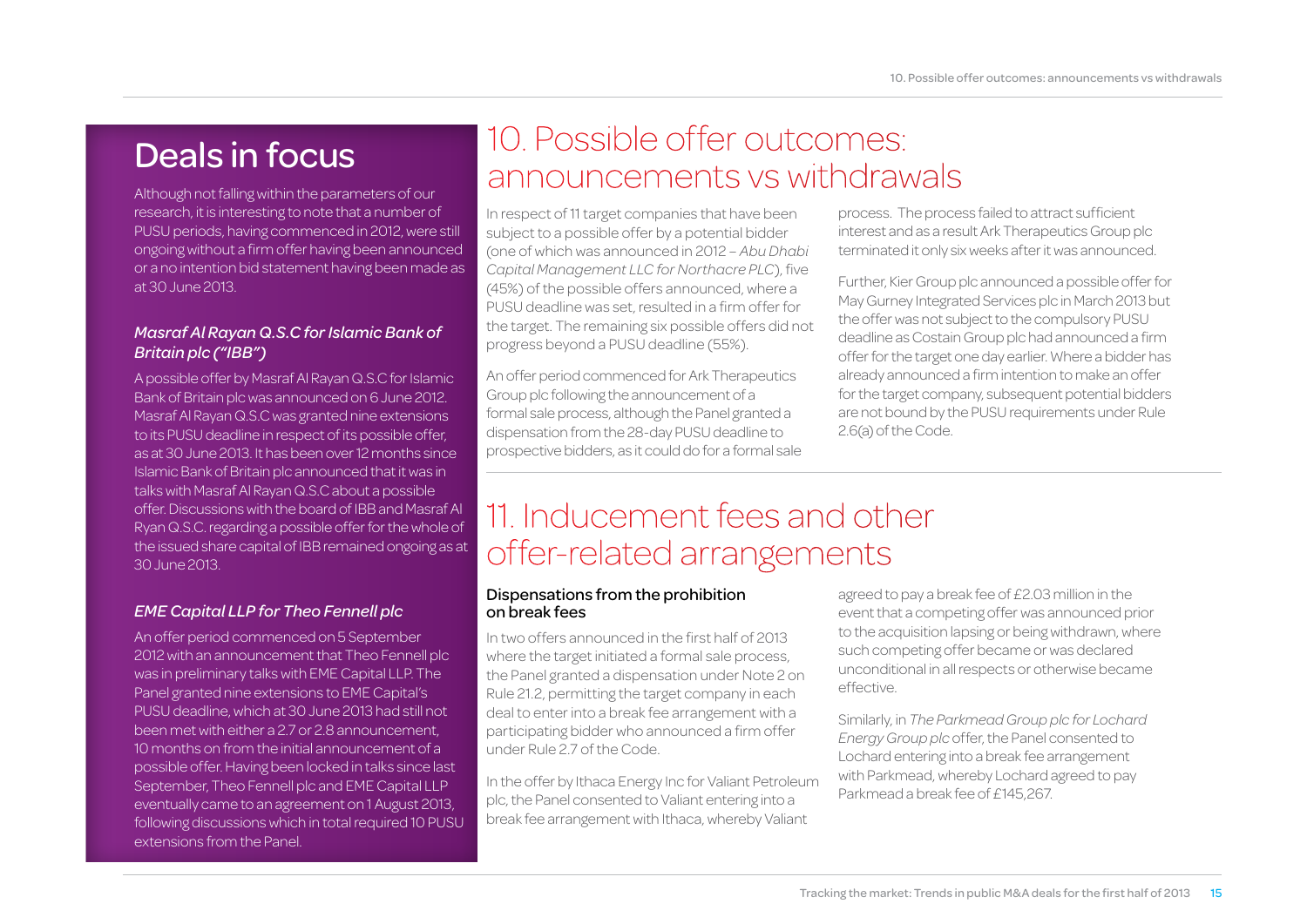## Deals in focus

Although not falling within the parameters of our research, it is interesting to note that a number of PUSU periods, having commenced in 2012, were still ongoing without a firm offer having been announced or a no intention bid statement having been made as at 30 June 2013.

### *Masraf Al Rayan Q.S.C for Islamic Bank of Britain plc ("IBB")*

A possible offer by Masraf Al Rayan Q.S.C for Islamic Bank of Britain plc was announced on 6 June 2012. Masraf Al Rayan Q.S.C was granted nine extensions to its PUSU deadline in respect of its possible offer, as at 30 June 2013. It has been over 12 months since Islamic Bank of Britain plc announced that it was in talks with Masraf Al Rayan Q.S.C about a possible offer. Discussions with the board of IBB and Masraf Al Ryan Q.S.C. regarding a possible offer for the whole of the issued share capital of IBB remained ongoing as at 30 June 2013.

### *EME Capital LLP for Theo Fennell plc*

An offer period commenced on 5 September 2012 with an announcement that Theo Fennell plc was in preliminary talks with EME Capital LLP. The Panel granted nine extensions to EME Capital's PUSU deadline, which at 30 June 2013 had still not been met with either a 2.7 or 2.8 announcement, 10 months on from the initial announcement of a possible offer. Having been locked in talks since last September, Theo Fennell plc and EME Capital LLP eventually came to an agreement on 1 August 2013, following discussions which in total required 10 PUSU extensions from the Panel.

# 10. Possible offer outcomes: announcements vs withdrawals

In respect of 11 target companies that have been subject to a possible offer by a potential bidder (one of which was announced in 2012 – *Abu Dhabi Capital Management LLC for Northacre PLC*), five (45%) of the possible offers announced, where a PUSU deadline was set, resulted in a firm offer for the target. The remaining six possible offers did not progress beyond a PUSU deadline (55%).

An offer period commenced for Ark Therapeutics Group plc following the announcement of a formal sale process, although the Panel granted a dispensation from the 28-day PUSU deadline to prospective bidders, as it could do for a formal sale process. The process failed to attract sufficient interest and as a result Ark Therapeutics Group plc terminated it only six weeks after it was announced.

Further, Kier Group plc announced a possible offer for May Gurney Integrated Services plc in March 2013 but the offer was not subject to the compulsory PUSU deadline as Costain Group plc had announced a firm offer for the target one day earlier. Where a bidder has already announced a firm intention to make an offer for the target company, subsequent potential bidders are not bound by the PUSU requirements under Rule 2.6(a) of the Code.

# 11. Inducement fees and other offer-related arrangements

### Dispensations from the prohibition on break fees

In two offers announced in the first half of 2013 where the target initiated a formal sale process, the Panel granted a dispensation under Note 2 on Rule 21.2, permitting the target company in each deal to enter into a break fee arrangement with a participating bidder who announced a firm offer under Rule 2.7 of the Code.

In the offer by Ithaca Energy Inc for Valiant Petroleum plc, the Panel consented to Valiant entering into a break fee arrangement with Ithaca, whereby Valiant agreed to pay a break fee of £2.03 million in the event that a competing offer was announced prior to the acquisition lapsing or being withdrawn, where such competing offer became or was declared unconditional in all respects or otherwise became effective.

Similarly, in *The Parkmead Group plc for Lochard Energy Group plc* offer, the Panel consented to Lochard entering into a break fee arrangement with Parkmead, whereby Lochard agreed to pay Parkmead a break fee of £145,267.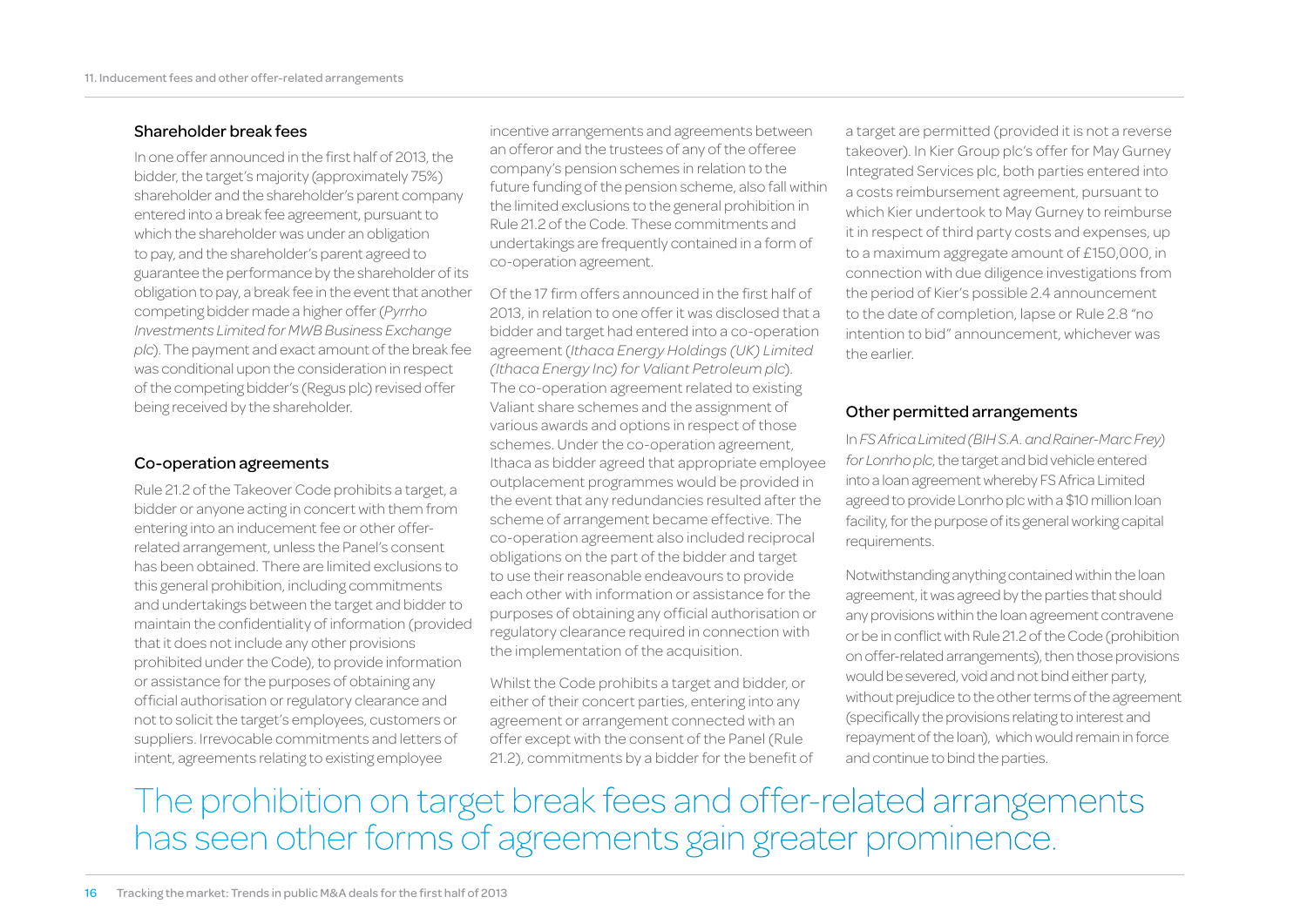### Shareholder break fees

In one offer announced in the first half of 2013, the bidder, the target's majority (approximately 75%) shareholder and the shareholder's parent company entered into a break fee agreement, pursuant to which the shareholder was under an obligation to pay, and the shareholder's parent agreed to guarantee the performance by the shareholder of its obligation to pay, a break fee in the event that another competing bidder made a higher offer (*Pyrrho Investments Limited for MWB Business Exchange plc*). The payment and exact amount of the break fee was conditional upon the consideration in respect of the competing bidder's (Regus plc) revised offer being received by the shareholder.

### Co-operation agreements

Rule 21.2 of the Takeover Code prohibits a target, a bidder or anyone acting in concert with them from entering into an inducement fee or other offer-related arrangement, unless the Panel's consent has been obtained. There are limited exclusions to this general prohibition, including commitments and undertakings between the target and bidder to maintain the confidentiality of information (provided that it does not include any other provisions prohibited under the Code), to provide information or assistance for the purposes of obtaining any official authorisation or regulatory clearance and not to solicit the target's employees, customers or suppliers. Irrevocable commitments and letters of intent, agreements relating to existing employee incentive arrangements and agreements between an offeror and the trustees of any of the offeree company's pension schemes in relation to the future funding of the pension scheme, also fall within the limited exclusions to the general prohibition in Rule 21.2 of the Code. These commitments and undertakings are frequently contained in a form of co-operation agreement.

Of the 17 firm offers announced in the first half of 2013, in relation to one offer it was disclosed that a bidder and target had entered into a co-operation agreement (*Ithaca Energy Holdings (UK) Limited (Ithaca Energy Inc) for Valiant Petroleum plc*). The co-operation agreement related to existing Valiant share schemes and the assignment of various awards and options in respect of those schemes. Under the co-operation agreement, Ithaca as bidder agreed that appropriate employee outplacement programmes would be provided in the event that any redundancies resulted after the scheme of arrangement became effective. The co-operation agreement also included reciprocal obligations on the part of the bidder and target to use their reasonable endeavours to provide each other with information or assistance for the purposes of obtaining any official authorisation or regulatory clearance required in connection with the implementation of the acquisition.

Whilst the Code prohibits a target and bidder, or either of their concert parties, entering into any agreement or arrangement connected with an offer except with the consent of the Panel (Rule 21.2), commitments by a bidder for the benefit of a target are permitted (provided it is not a reverse takeover). In Kier Group plc's offer for May Gurney Integrated Services plc, both parties entered into a costs reimbursement agreement, pursuant to which Kier undertook to May Gurney to reimburse it in respect of third party costs and expenses, up to a maximum aggregate amount of £150,000, in connection with due diligence investigations from the period of Kier's possible 2.4 announcement to the date of completion, lapse or Rule 2.8 "no intention to bid" announcement, whichever was the earlier.

### Other permitted arrangements

In *FS Africa Limited (BIH S.A. and Rainer-Marc Frey) for Lonrho plc*, the target and bid vehicle entered into a loan agreement whereby FS Africa Limited agreed to provide Lonrho plc with a $10 million loan facility, for the purpose of its general working capital requirements.

Notwithstanding anything contained within the loan agreement, it was agreed by the parties that should any provisions within the loan agreement contravene or be in conflict with Rule 21.2 of the Code (prohibition on offer-related arrangements), then those provisions would be severed, void and not bind either party, without prejudice to the other terms of the agreement (specifically the provisions relating to interest and repayment of the loan), which would remain in force and continue to bind the parties.

The prohibition on target break fees and offer-related arrangements has seen other forms of agreements gain greater prominence.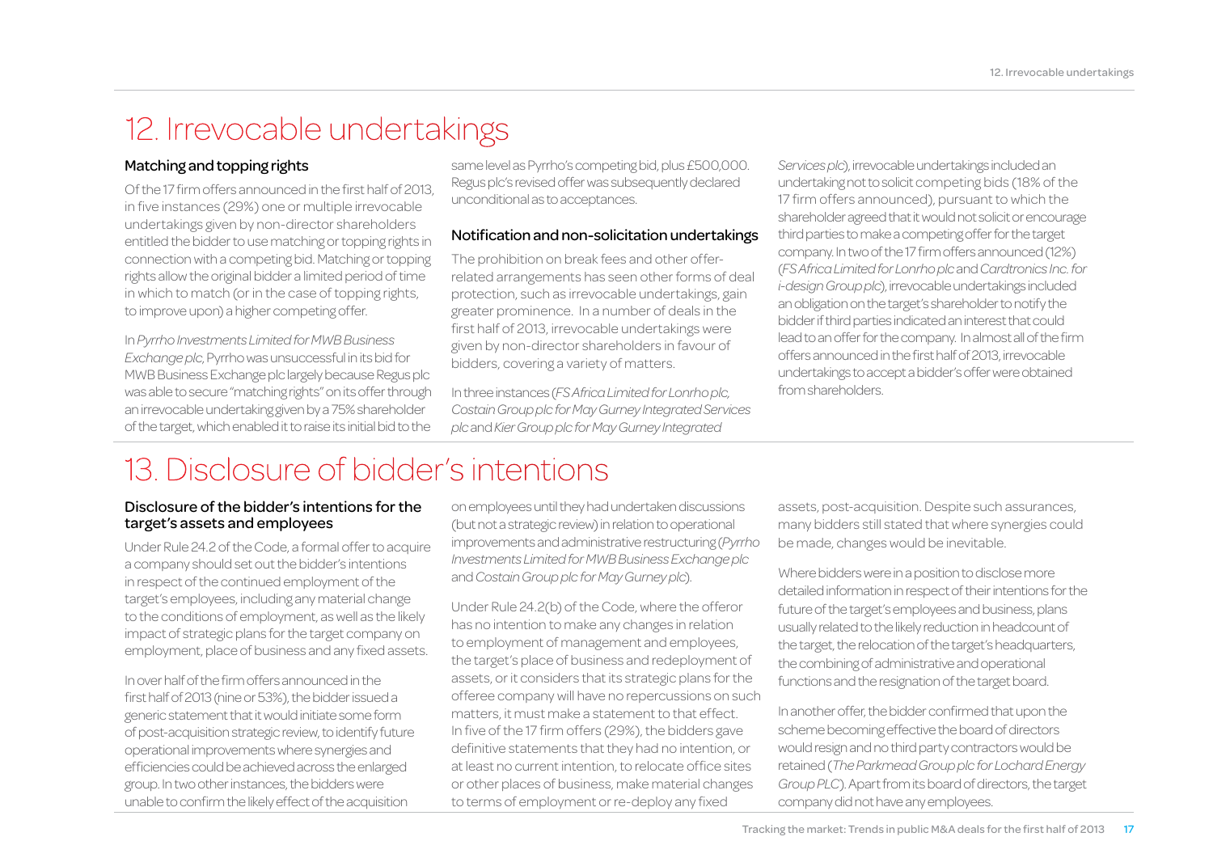# 12. Irrevocable undertakings

### Matching and topping rights

Of the 17 firm offers announced in the first half of 2013, in five instances (29%) one or multiple irrevocable undertakings given by non-director shareholders entitled the bidder to use matching or topping rights in connection with a competing bid. Matching or topping rights allow the original bidder a limited period of time in which to match (or in the case of topping rights, to improve upon) a higher competing offer.

In *Pyrrho Investments Limited for MWB Business Exchange plc*, Pyrrho was unsuccessful in its bid for MWB Business Exchange plc largely because Regus plc was able to secure "matching rights" on its offer through an irrevocable undertaking given by a 75% shareholder of the target, which enabled it to raise its initial bid to the same level as Pyrrho's competing bid, plus £500,000. Regus plc's revised offer was subsequently declared unconditional as to acceptances.

### Notification and non-solicitation undertakings

The prohibition on break fees and other offer-related arrangements has seen other forms of deal protection, such as irrevocable undertakings, gain greater prominence. In a number of deals in the first half of 2013, irrevocable undertakings were given by non-director shareholders in favour of bidders, covering a variety of matters.

In three instances (*FS Africa Limited for Lonrho plc, Costain Group plc for May Gurney Integrated Services plc* and *Kier Group plc for May Gurney Integrated Services plc*), irrevocable undertakings included an undertaking not to solicit competing bids (18% of the 17 firm offers announced), pursuant to which the shareholder agreed that it would not solicit or encourage third parties to make a competing offer for the target company. In two of the 17 firm offers announced (12%) (*FS Africa Limited for Lonrho plc* and *Cardtronics Inc. for i-design Group plc*), irrevocable undertakings included an obligation on the target's shareholder to notify the bidder if third parties indicated an interest that could lead to an offer for the company. In almost all of the firm offers announced in the first half of 2013, irrevocable undertakings to accept a bidder's offer were obtained from shareholders.

# 13. Disclosure of bidder's intentions

### Disclosure of the bidder's intentions for the target's assets and employees

Under Rule 24.2 of the Code, a formal offer to acquire a company should set out the bidder's intentions in respect of the continued employment of the target's employees, including any material change to the conditions of employment, as well as the likely impact of strategic plans for the target company on employment, place of business and any fixed assets.

In over half of the firm offers announced in the first half of 2013 (nine or 53%), the bidder issued a generic statement that it would initiate some form of post-acquisition strategic review, to identify future operational improvements where synergies and efficiencies could be achieved across the enlarged group. In two other instances, the bidders were unable to confirm the likely effect of the acquisition on employees until they had undertaken discussions (but not a strategic review) in relation to operational improvements and administrative restructuring (*Pyrrho Investments Limited for MWB Business Exchange plc* and *Costain Group plc for May Gurney plc*).

Under Rule 24.2(b) of the Code, where the offeror has no intention to make any changes in relation to employment of management and employees, the target's place of business and redeployment of assets, or it considers that its strategic plans for the offeree company will have no repercussions on such matters, it must make a statement to that effect. In five of the 17 firm offers (29%), the bidders gave definitive statements that they had no intention, or at least no current intention, to relocate office sites or other places of business, make material changes to terms of employment or re-deploy any fixed assets, post-acquisition. Despite such assurances, many bidders still stated that where synergies could be made, changes would be inevitable.

Where bidders were in a position to disclose more detailed information in respect of their intentions for the future of the target's employees and business, plans usually related to the likely reduction in headcount of the target, the relocation of the target's headquarters, the combining of administrative and operational functions and the resignation of the target board.

In another offer, the bidder confirmed that upon the scheme becoming effective the board of directors would resign and no third party contractors would be retained (*The Parkmead Group plc for Lochard Energy Group PLC*). Apart from its board of directors, the target company did not have any employees.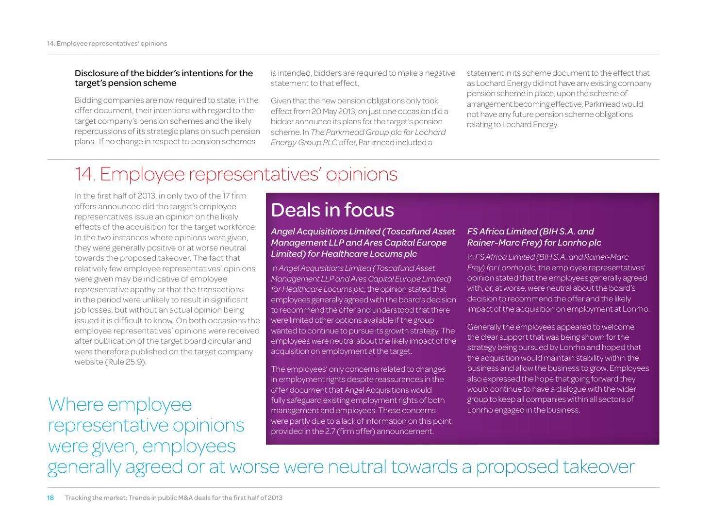### Disclosure of the bidder's intentions for the target's pension scheme

Bidding companies are now required to state, in the offer document, their intentions with regard to the target company's pension schemes and the likely repercussions of its strategic plans on such pension plans. If no change in respect to pension schemes is intended, bidders are required to make a negative statement to that effect.

Given that the new pension obligations only took effect from 20 May 2013, on just one occasion did a bidder announce its plans for the target's pension scheme. In *The Parkmead Group plc for Lochard Energy Group PLC* offer, Parkmead included a statement in its scheme document to the effect that as Lochard Energy did not have any existing company pension scheme in place, upon the scheme of arrangement becoming effective, Parkmead would not have any future pension scheme obligations relating to Lochard Energy.

# 14. Employee representatives' opinions

In the first half of 2013, in only two of the 17 firm offers announced did the target's employee representatives issue an opinion on the likely effects of the acquisition for the target workforce. In the two instances where opinions were given, they were generally positive or at worse neutral towards the proposed takeover. The fact that relatively few employee representatives' opinions were given may be indicative of employee representative apathy or that the transactions in the period were unlikely to result in significant job losses, but without an actual opinion being issued it is difficult to know. On both occasions the employee representatives' opinions were received after publication of the target board circular and were therefore published on the target company website (Rule 25.9).

Where employee representative opinions were given, employees generally agreed or at worse were neutral towards a proposed takeover

## Deals in focus

### *Angel Acquisitions Limited (Toscafund Asset Management LLP and Ares Capital Europe Limited) for Healthcare Locums plc*

In *Angel Acquisitions Limited (Toscafund Asset Management LLP and Ares Capital Europe Limited) for Healthcare Locums plc*, the opinion stated that employees generally agreed with the board's decision to recommend the offer and understood that there were limited other options available if the group wanted to continue to pursue its growth strategy. The employees were neutral about the likely impact of the acquisition on employment at the target.

The employees' only concerns related to changes in employment rights despite reassurances in the offer document that Angel Acquisitions would fully safeguard existing employment rights of both management and employees. These concerns were partly due to a lack of information on this point provided in the 2.7 (firm offer) announcement.

### *FS Africa Limited (BIH S.A. and Rainer-Marc Frey) for Lonrho plc*

In *FS Africa Limited (BIH S.A. and Rainer-Marc Frey) for Lonrho plc*, the employee representatives' opinion stated that the employees generally agreed with, or, at worse, were neutral about the board's decision to recommend the offer and the likely impact of the acquisition on employment at Lonrho.

Generally the employees appeared to welcome the clear support that was being shown for the strategy being pursued by Lonrho and hoped that the acquisition would maintain stability within the business and allow the business to grow. Employees also expressed the hope that going forward they would continue to have a dialogue with the wider group to keep all companies within all sectors of Lonrho engaged in the business.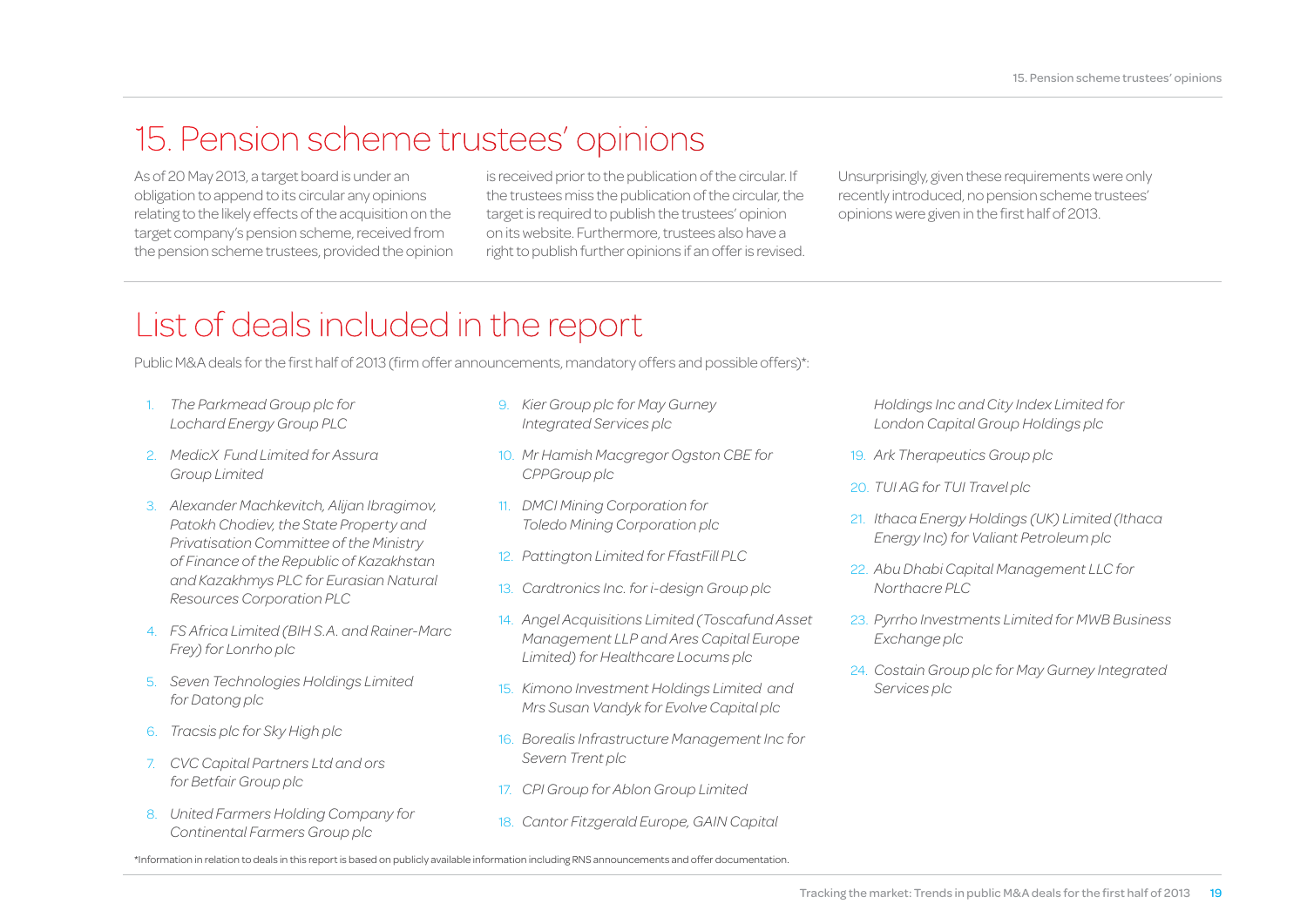# 15. Pension scheme trustees' opinions

As of 20 May 2013, a target board is under an obligation to append to its circular any opinions relating to the likely effects of the acquisition on the target company's pension scheme, received from the pension scheme trustees, provided the opinion is received prior to the publication of the circular. If the trustees miss the publication of the circular, the target is required to publish the trustees' opinion on its website. Furthermore, trustees also have a right to publish further opinions if an offer is revised.

Unsurprisingly, given these requirements were only recently introduced, no pension scheme trustees' opinions were given in the first half of 2013.

# List of deals included in the report

Public M&A deals for the first half of 2013 (firm offer announcements, mandatory offers and possible offers)*:

1. *The Parkmead Group plc for Lochard Energy Group PLC*
2. *MedicX Fund Limited for Assura Group Limited*
3. *Alexander Machkevitch, Alijan Ibragimov, Patokh Chodiev, the State Property and Privatisation Committee of the Ministry of Finance of the Republic of Kazakhstan and Kazakhmys PLC for Eurasian Natural Resources Corporation PLC*
4. *FS Africa Limited (BIH S.A. and Rainer-Marc Frey) for Lonrho plc*
5. *Seven Technologies Holdings Limited for Datong plc*
6. *Tracsis plc for Sky High plc*
7. *CVC Capital Partners Ltd and ors for Betfair Group plc*
8. *United Farmers Holding Company for Continental Farmers Group plc*
9. *Kier Group plc for May Gurney Integrated Services plc*
10. *Mr Hamish Macgregor Ogston CBE for CPPGroup plc*
11. *DMCI Mining Corporation for Toledo Mining Corporation plc*
12. *Pattington Limited for FfastFill PLC*
13. *Cardtronics Inc. for i-design Group plc*
14. *Angel Acquisitions Limited (Toscafund Asset Management LLP and Ares Capital Europe Limited) for Healthcare Locums plc*
15. *Kimono Investment Holdings Limited and Mrs Susan Vandyk for Evolve Capital plc*
16. *Borealis Infrastructure Management Inc for Severn Trent plc*
17. *CPI Group for Ablon Group Limited*
18. *Cantor Fitzgerald Europe, GAIN Capital Holdings Inc and City Index Limited for London Capital Group Holdings plc*
19. *Ark Therapeutics Group plc*
20. *TUI AG for TUI Travel plc*
21. *Ithaca Energy Holdings (UK) Limited (Ithaca Energy Inc) for Valiant Petroleum plc*
22. *Abu Dhabi Capital Management LLC for Northacre PLC*
23. *Pyrrho Investments Limited for MWB Business Exchange plc*
24. *Costain Group plc for May Gurney Integrated Services plc*

*Information in relation to deals in this report is based on publicly available information including RNS announcements and offer documentation.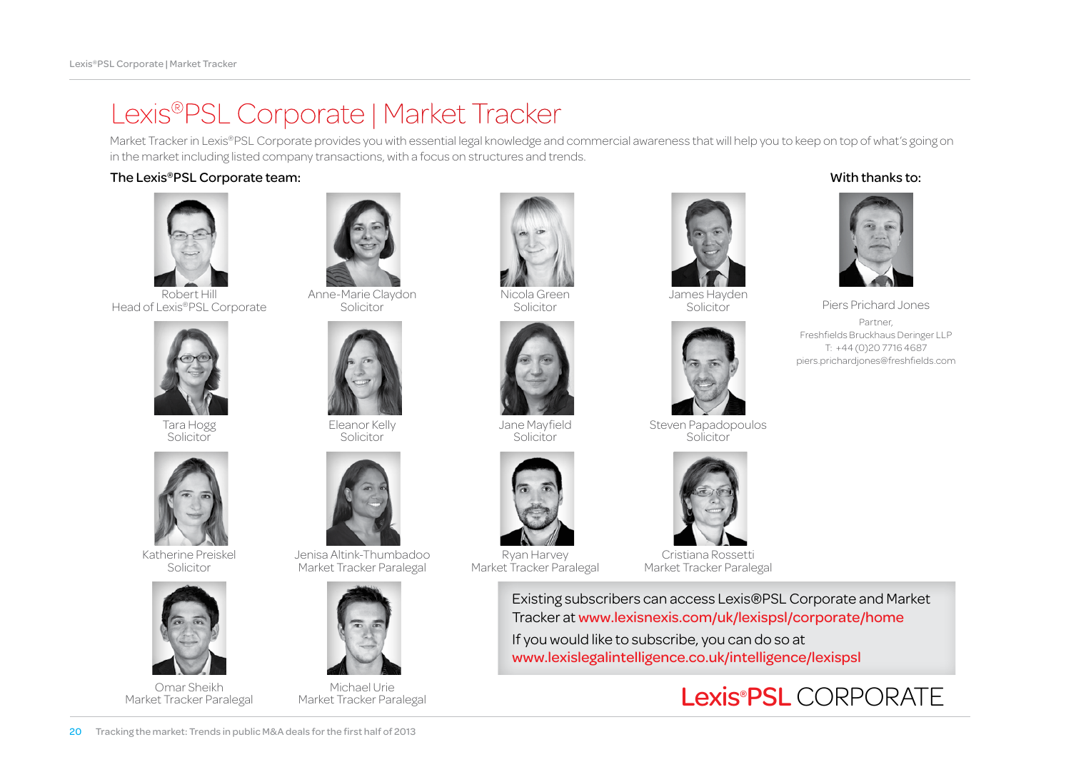# Lexis®PSL Corporate | Market Tracker

Market Tracker in Lexis®PSL Corporate provides you with essential legal knowledge and commercial awareness that will help you to keep on top of what's going on in the market including listed company transactions, with a focus on structures and trends.

### The Lexis®PSL Corporate team:

Robert Hill
Head of Lexis®PSL Corporate

Anne-Marie Claydon
Solicitor

Nicola Green
Solicitor

James Hayden
Solicitor

Tara Hogg
Solicitor

Eleanor Kelly
Solicitor

Jane Mayfield
Solicitor

Steven Papadopoulos
Solicitor

Katherine Preiskel
Solicitor

Jenisa Altink-Thumbadoo
Market Tracker Paralegal

Ryan Harvey
Market Tracker Paralegal

Cristiana Rossetti
Market Tracker Paralegal

Omar Sheikh
Market Tracker Paralegal

Michael Urie
Market Tracker Paralegal

### With thanks to:

Piers Prichard Jones

Partner,
Freshfields Bruckhaus Deringer LLP
T: +44 (0)20 7716 4687
piers.prichardjones@freshfields.com

Existing subscribers can access Lexis®PSL Corporate and Market Tracker at www.lexisnexis.com/uk/lexispsl/corporate/home

If you would like to subscribe, you can do so at www.lexislegalintelligence.co.uk/intelligence/lexispsl

Lexis®PSL CORPORATE